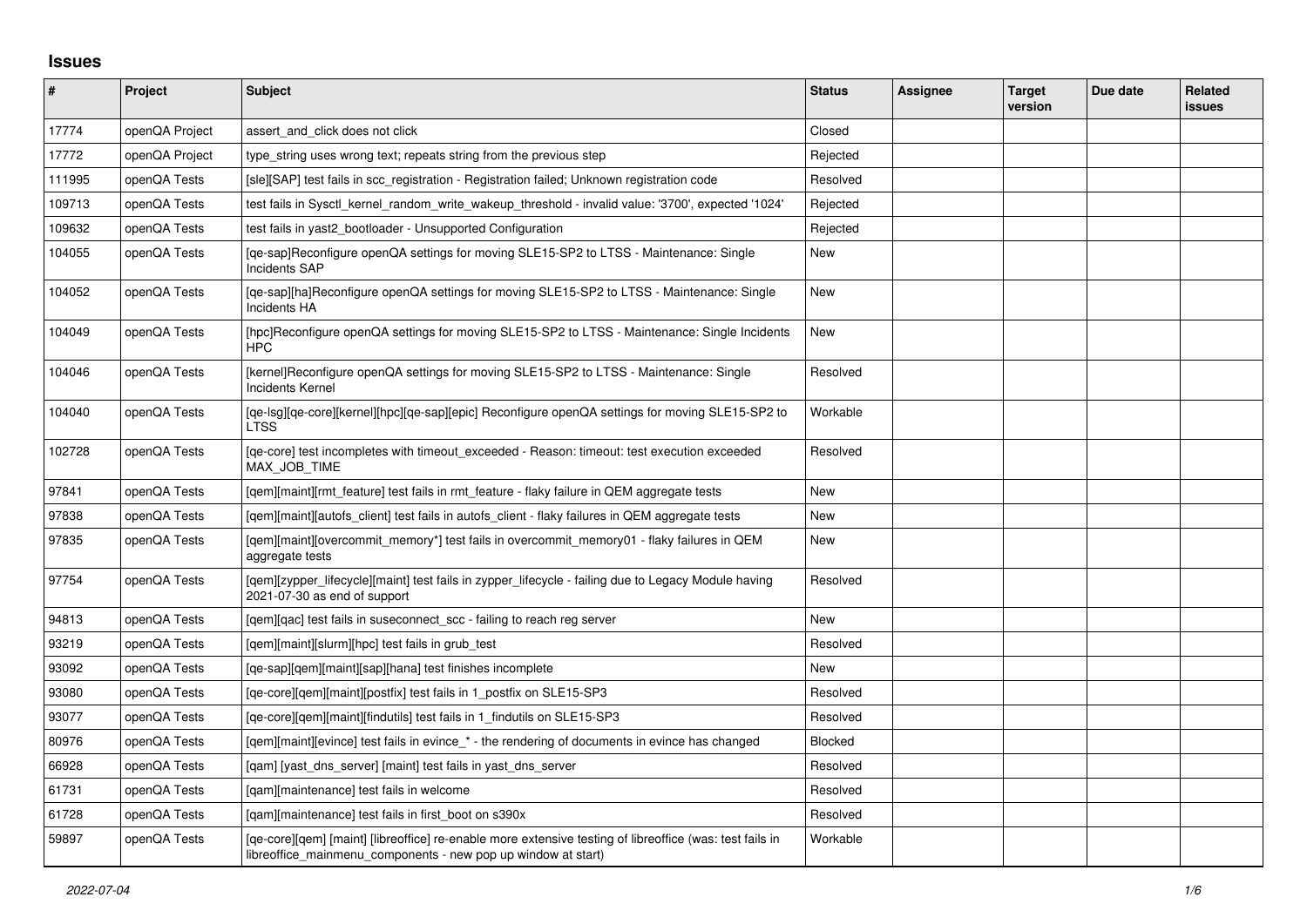## Issues

| # | Project | Subject | Status | Assignee | Target version | Due date | Related issues |
|---|---|---|---|---|---|---|---|
| 17774 | openQA Project | assert_and_click does not click | Closed | | | | |
| 17772 | openQA Project | type_string uses wrong text; repeats string from the previous step | Rejected | | | | |
| 111995 | openQA Tests | [sle][SAP] test fails in scc_registration - Registration failed; Unknown registration code | Resolved | | | | |
| 109713 | openQA Tests | test fails in Sysctl_kernel_random_write_wakeup_threshold - invalid value: '3700', expected '1024' | Rejected | | | | |
| 109632 | openQA Tests | test fails in yast2_bootloader - Unsupported Configuration | Rejected | | | | |
| 104055 | openQA Tests | [qe-sap]Reconfigure openQA settings for moving SLE15-SP2 to LTSS - Maintenance: Single Incidents SAP | New | | | | |
| 104052 | openQA Tests | [qe-sap][ha]Reconfigure openQA settings for moving SLE15-SP2 to LTSS - Maintenance: Single Incidents HA | New | | | | |
| 104049 | openQA Tests | [hpc]Reconfigure openQA settings for moving SLE15-SP2 to LTSS - Maintenance: Single Incidents HPC | New | | | | |
| 104046 | openQA Tests | [kernel]Reconfigure openQA settings for moving SLE15-SP2 to LTSS - Maintenance: Single Incidents Kernel | Resolved | | | | |
| 104040 | openQA Tests | [qe-lsg][qe-core][kernel][hpc][qe-sap][epic] Reconfigure openQA settings for moving SLE15-SP2 to LTSS | Workable | | | | |
| 102728 | openQA Tests | [qe-core] test incompletes with timeout_exceeded - Reason: timeout: test execution exceeded MAX_JOB_TIME | Resolved | | | | |
| 97841 | openQA Tests | [qem][maint][rmt_feature] test fails in rmt_feature - flaky failure in QEM aggregate tests | New | | | | |
| 97838 | openQA Tests | [qem][maint][autofs_client] test fails in autofs_client - flaky failures in QEM aggregate tests | New | | | | |
| 97835 | openQA Tests | [qem][maint][overcommit_memory*] test fails in overcommit_memory01 - flaky failures in QEM aggregate tests | New | | | | |
| 97754 | openQA Tests | [qem][zypper_lifecycle][maint] test fails in zypper_lifecycle - failing due to Legacy Module having 2021-07-30 as end of support | Resolved | | | | |
| 94813 | openQA Tests | [qem][qac] test fails in suseconnect_scc - failing to reach reg server | New | | | | |
| 93219 | openQA Tests | [qem][maint][slurm][hpc] test fails in grub_test | Resolved | | | | |
| 93092 | openQA Tests | [qe-sap][qem][maint][sap][hana] test finishes incomplete | New | | | | |
| 93080 | openQA Tests | [qe-core][qem][maint][postfix] test fails in 1_postfix on SLE15-SP3 | Resolved | | | | |
| 93077 | openQA Tests | [qe-core][qem][maint][findutils] test fails in 1_findutils on SLE15-SP3 | Resolved | | | | |
| 80976 | openQA Tests | [qem][maint][evince] test fails in evince_* - the rendering of documents in evince has changed | Blocked | | | | |
| 66928 | openQA Tests | [qam] [yast_dns_server] [maint] test fails in yast_dns_server | Resolved | | | | |
| 61731 | openQA Tests | [qam][maintenance] test fails in welcome | Resolved | | | | |
| 61728 | openQA Tests | [qam][maintenance] test fails in first_boot on s390x | Resolved | | | | |
| 59897 | openQA Tests | [qe-core][qem] [maint] [libreoffice] re-enable more extensive testing of libreoffice (was: test fails in libreoffice_mainmenu_components - new pop up window at start) | Workable | | | | |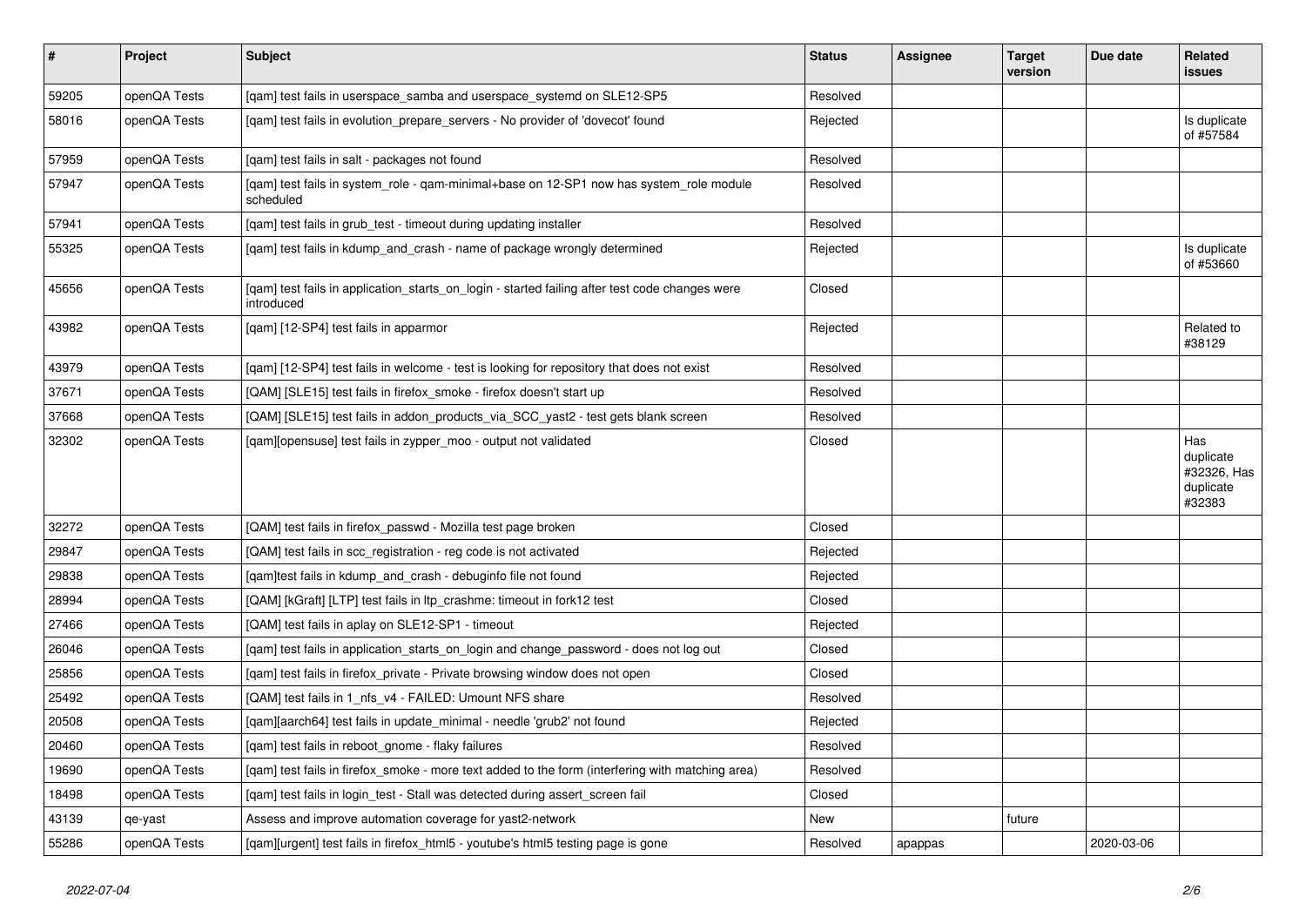| # | Project | Subject | Status | Assignee | Target version | Due date | Related issues |
|---|---|---|---|---|---|---|---|
| 59205 | openQA Tests | [qam] test fails in userspace_samba and userspace_systemd on SLE12-SP5 | Resolved | | | | |
| 58016 | openQA Tests | [qam] test fails in evolution_prepare_servers - No provider of 'dovecot' found | Rejected | | | | Is duplicate of #57584 |
| 57959 | openQA Tests | [qam] test fails in salt - packages not found | Resolved | | | | |
| 57947 | openQA Tests | [qam] test fails in system_role - qam-minimal+base on 12-SP1 now has system_role module scheduled | Resolved | | | | |
| 57941 | openQA Tests | [qam] test fails in grub_test - timeout during updating installer | Resolved | | | | |
| 55325 | openQA Tests | [qam] test fails in kdump_and_crash - name of package wrongly determined | Rejected | | | | Is duplicate of #53660 |
| 45656 | openQA Tests | [qam] test fails in application_starts_on_login - started failing after test code changes were introduced | Closed | | | | |
| 43982 | openQA Tests | [qam] [12-SP4] test fails in apparmor | Rejected | | | | Related to #38129 |
| 43979 | openQA Tests | [qam] [12-SP4] test fails in welcome - test is looking for repository that does not exist | Resolved | | | | |
| 37671 | openQA Tests | [QAM] [SLE15] test fails in firefox_smoke - firefox doesn't start up | Resolved | | | | |
| 37668 | openQA Tests | [QAM] [SLE15] test fails in addon_products_via_SCC_yast2 - test gets blank screen | Resolved | | | | |
| 32302 | openQA Tests | [qam][opensuse] test fails in zypper_moo - output not validated | Closed | | | | Has duplicate #32326, Has duplicate #32383 |
| 32272 | openQA Tests | [QAM] test fails in firefox_passwd - Mozilla test page broken | Closed | | | | |
| 29847 | openQA Tests | [QAM] test fails in scc_registration - reg code is not activated | Rejected | | | | |
| 29838 | openQA Tests | [qam]test fails in kdump_and_crash - debuginfo file not found | Rejected | | | | |
| 28994 | openQA Tests | [QAM] [kGraft] [LTP] test fails in ltp_crashme: timeout in fork12 test | Closed | | | | |
| 27466 | openQA Tests | [QAM] test fails in aplay on SLE12-SP1 - timeout | Rejected | | | | |
| 26046 | openQA Tests | [qam] test fails in application_starts_on_login and change_password - does not log out | Closed | | | | |
| 25856 | openQA Tests | [qam] test fails in firefox_private - Private browsing window does not open | Closed | | | | |
| 25492 | openQA Tests | [QAM] test fails in 1_nfs_v4 - FAILED: Umount NFS share | Resolved | | | | |
| 20508 | openQA Tests | [qam][aarch64] test fails in update_minimal - needle 'grub2' not found | Rejected | | | | |
| 20460 | openQA Tests | [qam] test fails in reboot_gnome - flaky failures | Resolved | | | | |
| 19690 | openQA Tests | [qam] test fails in firefox_smoke - more text added to the form (interfering with matching area) | Resolved | | | | |
| 18498 | openQA Tests | [qam] test fails in login_test - Stall was detected during assert_screen fail | Closed | | | | |
| 43139 | qe-yast | Assess and improve automation coverage for yast2-network | New | | future | | |
| 55286 | openQA Tests | [qam][urgent] test fails in firefox_html5 - youtube's html5 testing page is gone | Resolved | apappas | | 2020-03-06 | |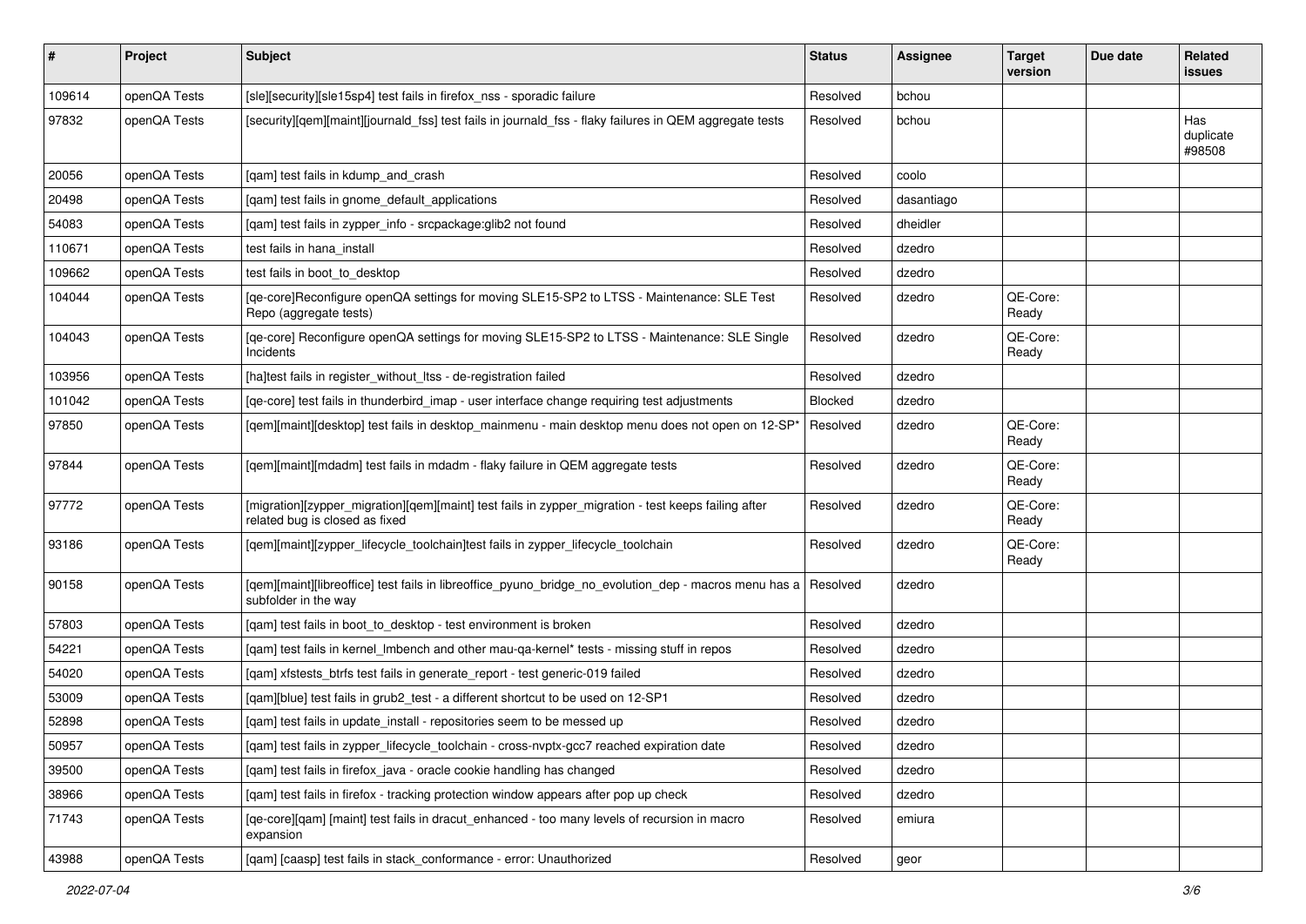| # | Project | Subject | Status | Assignee | Target version | Due date | Related issues |
|---|---|---|---|---|---|---|---|
| 109614 | openQA Tests | [sle][security][sle15sp4] test fails in firefox_nss - sporadic failure | Resolved | bchou | | | |
| 97832 | openQA Tests | [security][qem][maint][journald_fss] test fails in journald_fss - flaky failures in QEM aggregate tests | Resolved | bchou | | | Has duplicate #98508 |
| 20056 | openQA Tests | [qam] test fails in kdump_and_crash | Resolved | coolo | | | |
| 20498 | openQA Tests | [qam] test fails in gnome_default_applications | Resolved | dasantiago | | | |
| 54083 | openQA Tests | [qam] test fails in zypper_info - srcpackage:glib2 not found | Resolved | dheidler | | | |
| 110671 | openQA Tests | test fails in hana_install | Resolved | dzedro | | | |
| 109662 | openQA Tests | test fails in boot_to_desktop | Resolved | dzedro | | | |
| 104044 | openQA Tests | [qe-core]Reconfigure openQA settings for moving SLE15-SP2 to LTSS - Maintenance: SLE Test Repo (aggregate tests) | Resolved | dzedro | QE-Core: Ready | | |
| 104043 | openQA Tests | [qe-core] Reconfigure openQA settings for moving SLE15-SP2 to LTSS - Maintenance: SLE Single Incidents | Resolved | dzedro | QE-Core: Ready | | |
| 103956 | openQA Tests | [ha]test fails in register_without_ltss - de-registration failed | Resolved | dzedro | | | |
| 101042 | openQA Tests | [qe-core] test fails in thunderbird_imap - user interface change requiring test adjustments | Blocked | dzedro | | | |
| 97850 | openQA Tests | [qem][maint][desktop] test fails in desktop_mainmenu - main desktop menu does not open on 12-SP* | Resolved | dzedro | QE-Core: Ready | | |
| 97844 | openQA Tests | [qem][maint][mdadm] test fails in mdadm - flaky failure in QEM aggregate tests | Resolved | dzedro | QE-Core: Ready | | |
| 97772 | openQA Tests | [migration][zypper_migration][qem][maint] test fails in zypper_migration - test keeps failing after related bug is closed as fixed | Resolved | dzedro | QE-Core: Ready | | |
| 93186 | openQA Tests | [qem][maint][zypper_lifecycle_toolchain]test fails in zypper_lifecycle_toolchain | Resolved | dzedro | QE-Core: Ready | | |
| 90158 | openQA Tests | [qem][maint][libreoffice] test fails in libreoffice_pyuno_bridge_no_evolution_dep - macros menu has a subfolder in the way | Resolved | dzedro | | | |
| 57803 | openQA Tests | [qam] test fails in boot_to_desktop - test environment is broken | Resolved | dzedro | | | |
| 54221 | openQA Tests | [qam] test fails in kernel_lmbench and other mau-qa-kernel* tests - missing stuff in repos | Resolved | dzedro | | | |
| 54020 | openQA Tests | [qam] xfstests_btrfs test fails in generate_report - test generic-019 failed | Resolved | dzedro | | | |
| 53009 | openQA Tests | [qam][blue] test fails in grub2_test - a different shortcut to be used on 12-SP1 | Resolved | dzedro | | | |
| 52898 | openQA Tests | [qam] test fails in update_install - repositories seem to be messed up | Resolved | dzedro | | | |
| 50957 | openQA Tests | [qam] test fails in zypper_lifecycle_toolchain - cross-nvptx-gcc7 reached expiration date | Resolved | dzedro | | | |
| 39500 | openQA Tests | [qam] test fails in firefox_java - oracle cookie handling has changed | Resolved | dzedro | | | |
| 38966 | openQA Tests | [qam] test fails in firefox - tracking protection window appears after pop up check | Resolved | dzedro | | | |
| 71743 | openQA Tests | [qe-core][qam] [maint] test fails in dracut_enhanced - too many levels of recursion in macro expansion | Resolved | emiura | | | |
| 43988 | openQA Tests | [qam] [caasp] test fails in stack_conformance - error: Unauthorized | Resolved | geor | | | |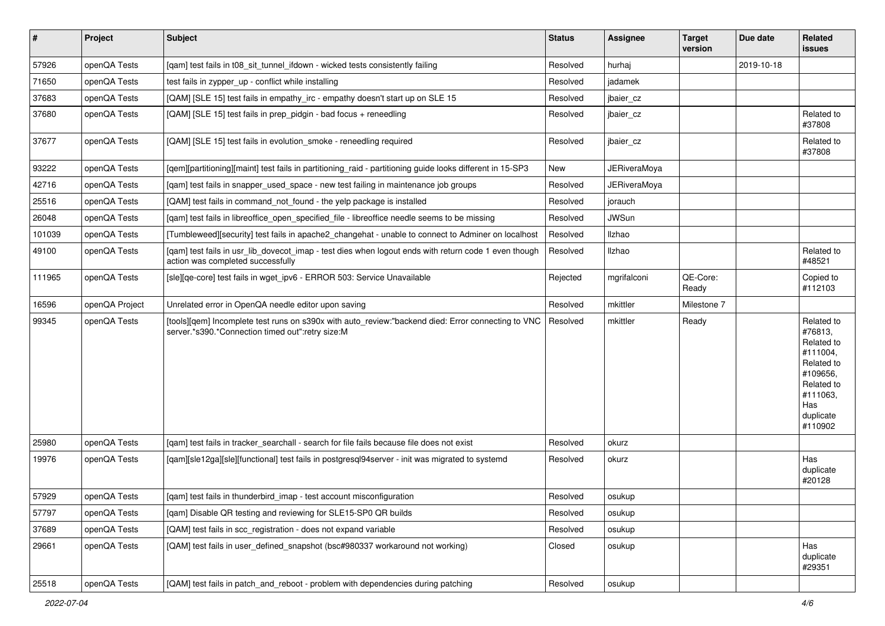| # | Project | Subject | Status | Assignee | Target version | Due date | Related issues |
|---|---|---|---|---|---|---|---|
| 57926 | openQA Tests | [qam] test fails in t08_sit_tunnel_ifdown - wicked tests consistently failing | Resolved | hurhaj | | 2019-10-18 | |
| 71650 | openQA Tests | test fails in zypper_up - conflict while installing | Resolved | jadamek | | | |
| 37683 | openQA Tests | [QAM] [SLE 15] test fails in empathy_irc - empathy doesn't start up on SLE 15 | Resolved | jbaier_cz | | | |
| 37680 | openQA Tests | [QAM] [SLE 15] test fails in prep_pidgin - bad focus + reneedling | Resolved | jbaier_cz | | | Related to #37808 |
| 37677 | openQA Tests | [QAM] [SLE 15] test fails in evolution_smoke - reneedling required | Resolved | jbaier_cz | | | Related to #37808 |
| 93222 | openQA Tests | [qem][partitioning][maint] test fails in partitioning_raid - partitioning guide looks different in 15-SP3 | New | JERiveraMoya | | | |
| 42716 | openQA Tests | [qam] test fails in snapper_used_space - new test failing in maintenance job groups | Resolved | JERiveraMoya | | | |
| 25516 | openQA Tests | [QAM] test fails in command_not_found - the yelp package is installed | Resolved | jorauch | | | |
| 26048 | openQA Tests | [qam] test fails in libreoffice_open_specified_file - libreoffice needle seems to be missing | Resolved | JWSun | | | |
| 101039 | openQA Tests | [Tumbleweed][security] test fails in apache2_changehat - unable to connect to Adminer on localhost | Resolved | llzhao | | | |
| 49100 | openQA Tests | [qam] test fails in usr_lib_dovecot_imap - test dies when logout ends with return code 1 even though action was completed successfully | Resolved | llzhao | | | Related to #48521 |
| 111965 | openQA Tests | [sle][qe-core] test fails in wget_ipv6 - ERROR 503: Service Unavailable | Rejected | mgrifalconi | QE-Core: Ready | | Copied to #112103 |
| 16596 | openQA Project | Unrelated error in OpenQA needle editor upon saving | Resolved | mkittler | Milestone 7 | | |
| 99345 | openQA Tests | [tools][qem] Incomplete test runs on s390x with auto_review:"backend died: Error connecting to VNC server.*s390.*Connection timed out":retry size:M | Resolved | mkittler | Ready | | Related to #76813, Related to #111004, Related to #109656, Related to #111063, Has duplicate #110902 |
| 25980 | openQA Tests | [qam] test fails in tracker_searchall - search for file fails because file does not exist | Resolved | okurz | | | |
| 19976 | openQA Tests | [qam][sle12ga][sle][functional] test fails in postgresql94server - init was migrated to systemd | Resolved | okurz | | | Has duplicate #20128 |
| 57929 | openQA Tests | [qam] test fails in thunderbird_imap - test account misconfiguration | Resolved | osukup | | | |
| 57797 | openQA Tests | [qam] Disable QR testing and reviewing for SLE15-SP0 QR builds | Resolved | osukup | | | |
| 37689 | openQA Tests | [QAM] test fails in scc_registration - does not expand variable | Resolved | osukup | | | |
| 29661 | openQA Tests | [QAM] test fails in user_defined_snapshot (bsc#980337 workaround not working) | Closed | osukup | | | Has duplicate #29351 |
| 25518 | openQA Tests | [QAM] test fails in patch_and_reboot - problem with dependencies during patching | Resolved | osukup | | | |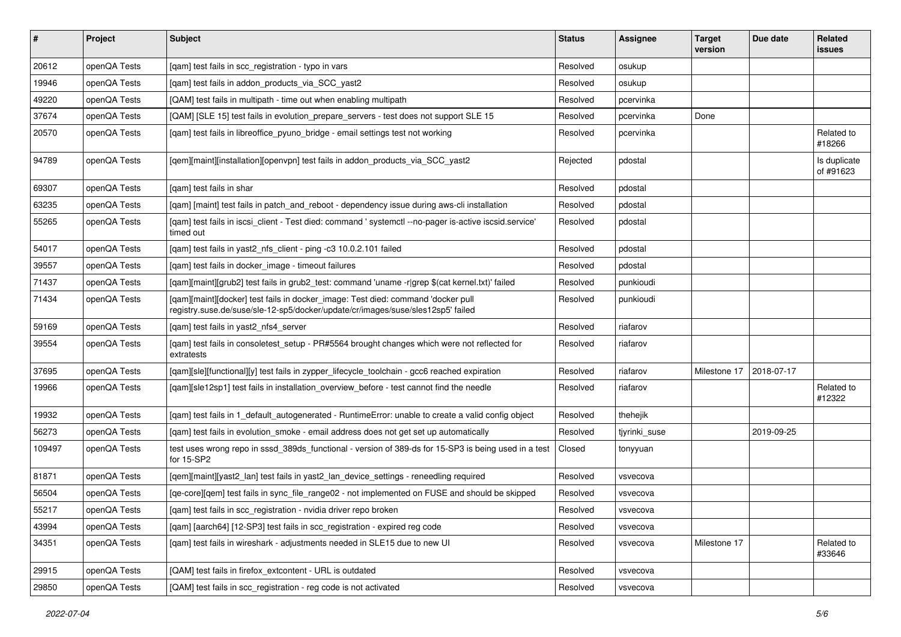| # | Project | Subject | Status | Assignee | Target version | Due date | Related issues |
|---|---|---|---|---|---|---|---|
| 20612 | openQA Tests | [qam] test fails in scc_registration - typo in vars | Resolved | osukup | | | |
| 19946 | openQA Tests | [qam] test fails in addon_products_via_SCC_yast2 | Resolved | osukup | | | |
| 49220 | openQA Tests | [QAM] test fails in multipath - time out when enabling multipath | Resolved | pcervinka | | | |
| 37674 | openQA Tests | [QAM] [SLE 15] test fails in evolution_prepare_servers - test does not support SLE 15 | Resolved | pcervinka | Done | | |
| 20570 | openQA Tests | [qam] test fails in libreoffice_pyuno_bridge - email settings test not working | Resolved | pcervinka | | | Related to #18266 |
| 94789 | openQA Tests | [qem][maint][installation][openvpn] test fails in addon_products_via_SCC_yast2 | Rejected | pdostal | | | Is duplicate of #91623 |
| 69307 | openQA Tests | [qam] test fails in shar | Resolved | pdostal | | | |
| 63235 | openQA Tests | [qam] [maint] test fails in patch_and_reboot - dependency issue during aws-cli installation | Resolved | pdostal | | | |
| 55265 | openQA Tests | [qam] test fails in iscsi_client - Test died: command ' systemctl --no-pager is-active iscsid.service' timed out | Resolved | pdostal | | | |
| 54017 | openQA Tests | [qam] test fails in yast2_nfs_client - ping -c3 10.0.2.101 failed | Resolved | pdostal | | | |
| 39557 | openQA Tests | [qam] test fails in docker_image - timeout failures | Resolved | pdostal | | | |
| 71437 | openQA Tests | [qam][maint][grub2] test fails in grub2_test: command 'uname -r\|grep $(cat kernel.txt)' failed | Resolved | punkioudi | | | |
| 71434 | openQA Tests | [qam][maint][docker] test fails in docker_image: Test died: command 'docker pull registry.suse.de/suse/sle-12-sp5/docker/update/cr/images/suse/sles12sp5' failed | Resolved | punkioudi | | | |
| 59169 | openQA Tests | [qam] test fails in yast2_nfs4_server | Resolved | riafarov | | | |
| 39554 | openQA Tests | [qam] test fails in consoletest_setup - PR#5564 brought changes which were not reflected for extratests | Resolved | riafarov | | | |
| 37695 | openQA Tests | [qam][sle][functional][y] test fails in zypper_lifecycle_toolchain - gcc6 reached expiration | Resolved | riafarov | Milestone 17 | 2018-07-17 | |
| 19966 | openQA Tests | [qam][sle12sp1] test fails in installation_overview_before - test cannot find the needle | Resolved | riafarov | | | Related to #12322 |
| 19932 | openQA Tests | [qam] test fails in 1_default_autogenerated - RuntimeError: unable to create a valid config object | Resolved | thehejik | | | |
| 56273 | openQA Tests | [qam] test fails in evolution_smoke - email address does not get set up automatically | Resolved | tjyrinki_suse | | 2019-09-25 | |
| 109497 | openQA Tests | test uses wrong repo in sssd_389ds_functional - version of 389-ds for 15-SP3 is being used in a test for 15-SP2 | Closed | tonyyuan | | | |
| 81871 | openQA Tests | [qem][maint][yast2_lan] test fails in yast2_lan_device_settings - reneedling required | Resolved | vsvecova | | | |
| 56504 | openQA Tests | [qe-core][qem] test fails in sync_file_range02 - not implemented on FUSE and should be skipped | Resolved | vsvecova | | | |
| 55217 | openQA Tests | [qam] test fails in scc_registration - nvidia driver repo broken | Resolved | vsvecova | | | |
| 43994 | openQA Tests | [qam] [aarch64] [12-SP3] test fails in scc_registration - expired reg code | Resolved | vsvecova | | | |
| 34351 | openQA Tests | [qam] test fails in wireshark - adjustments needed in SLE15 due to new UI | Resolved | vsvecova | Milestone 17 | | Related to #33646 |
| 29915 | openQA Tests | [QAM] test fails in firefox_extcontent - URL is outdated | Resolved | vsvecova | | | |
| 29850 | openQA Tests | [QAM] test fails in scc_registration - reg code is not activated | Resolved | vsvecova | | | |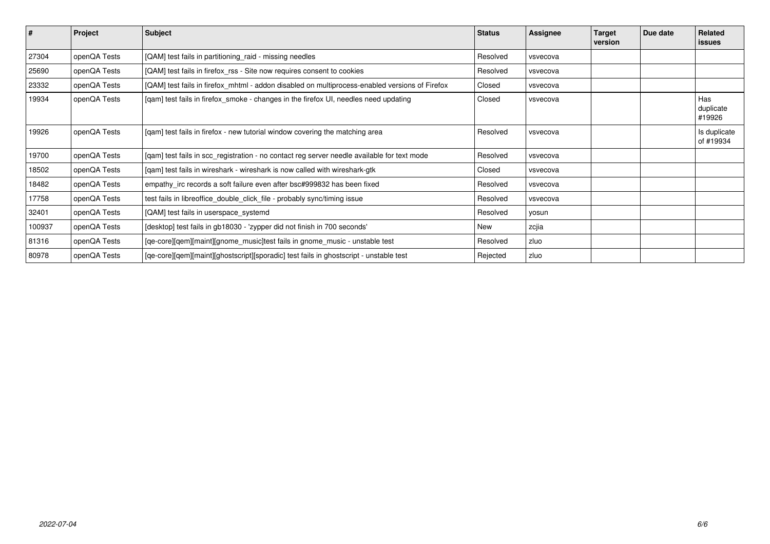| # | Project | Subject | Status | Assignee | Target version | Due date | Related issues |
|---|---|---|---|---|---|---|---|
| 27304 | openQA Tests | [QAM] test fails in partitioning_raid - missing needles | Resolved | vsvecova | | | |
| 25690 | openQA Tests | [QAM] test fails in firefox_rss - Site now requires consent to cookies | Resolved | vsvecova | | | |
| 23332 | openQA Tests | [QAM] test fails in firefox_mhtml - addon disabled on multiprocess-enabled versions of Firefox | Closed | vsvecova | | | |
| 19934 | openQA Tests | [qam] test fails in firefox_smoke - changes in the firefox UI, needles need updating | Closed | vsvecova | | | Has duplicate #19926 |
| 19926 | openQA Tests | [qam] test fails in firefox - new tutorial window covering the matching area | Resolved | vsvecova | | | Is duplicate of #19934 |
| 19700 | openQA Tests | [qam] test fails in scc_registration - no contact reg server needle available for text mode | Resolved | vsvecova | | | |
| 18502 | openQA Tests | [qam] test fails in wireshark - wireshark is now called with wireshark-gtk | Closed | vsvecova | | | |
| 18482 | openQA Tests | empathy_irc records a soft failure even after bsc#999832 has been fixed | Resolved | vsvecova | | | |
| 17758 | openQA Tests | test fails in libreoffice_double_click_file - probably sync/timing issue | Resolved | vsvecova | | | |
| 32401 | openQA Tests | [QAM] test fails in userspace_systemd | Resolved | yosun | | | |
| 100937 | openQA Tests | [desktop] test fails in gb18030 - 'zypper did not finish in 700 seconds' | New | zcjia | | | |
| 81316 | openQA Tests | [qe-core][qem][maint][gnome_music]test fails in gnome_music - unstable test | Resolved | zluo | | | |
| 80978 | openQA Tests | [qe-core][qem][maint][ghostscript][sporadic] test fails in ghostscript - unstable test | Rejected | zluo | | | |